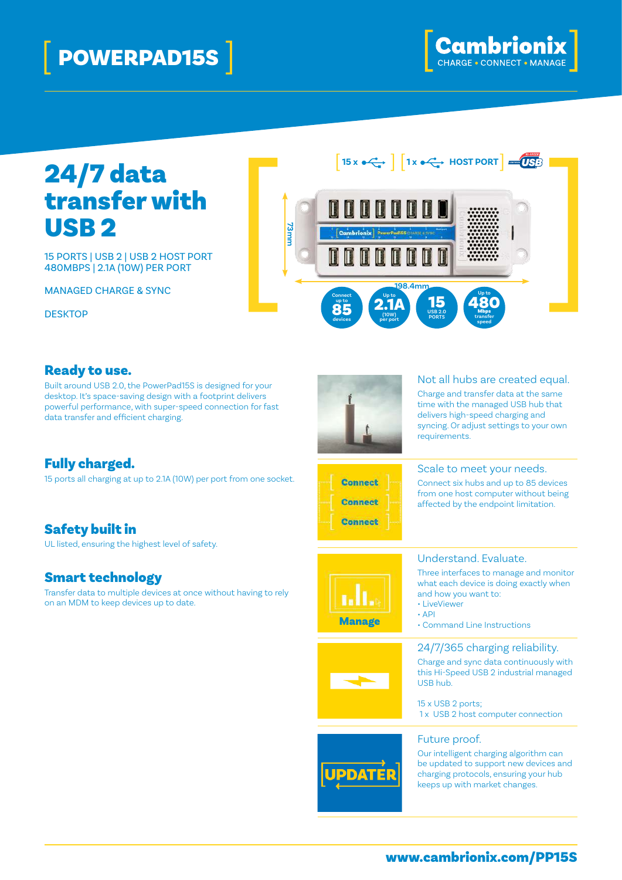# POWERPAD15S

Cambrionix
CHARGE • CONNECT • MANAGE

## 24/7 data transfer with USB 2

15 PORTS | USB 2 | USB 2 HOST PORT
480MBPS | 2.1A (10W) PER PORT

MANAGED CHARGE & SYNC

DESKTOP

15 x | 1 x HOST PORT

73mm

198.4mm

Connect up to 85 devices

Up to 2.1A (10W) per port

15 USB 2.0 PORTS

Up to 480 Mbps transfer speed

### Ready to use.

Built around USB 2.0, the PowerPad15S is designed for your desktop. It's space-saving design with a footprint delivers powerful performance, with super-speed connection for fast data transfer and efficient charging.

### Fully charged.

15 ports all charging at up to 2.1A (10W) per port from one socket.

### Safety built in

UL listed, ensuring the highest level of safety.

### Smart technology

Transfer data to multiple devices at once without having to rely on an MDM to keep devices up to date.

### Not all hubs are created equal.

Charge and transfer data at the same time with the managed USB hub that delivers high-speed charging and syncing. Or adjust settings to your own requirements.

### Scale to meet your needs.

Connect six hubs and up to 85 devices from one host computer without being affected by the endpoint limitation.

### Understand. Evaluate.

Three interfaces to manage and monitor what each device is doing exactly when and how you want to:

- LiveViewer
- API
- Command Line Instructions

### 24/7/365 charging reliability.

Charge and sync data continuously with this Hi-Speed USB 2 industrial managed USB hub.

15 x USB 2 ports;
1 x USB 2 host computer connection

### Future proof.

Our intelligent charging algorithm can be updated to support new devices and charging protocols, ensuring your hub keeps up with market changes.

www.cambrionix.com/PP15S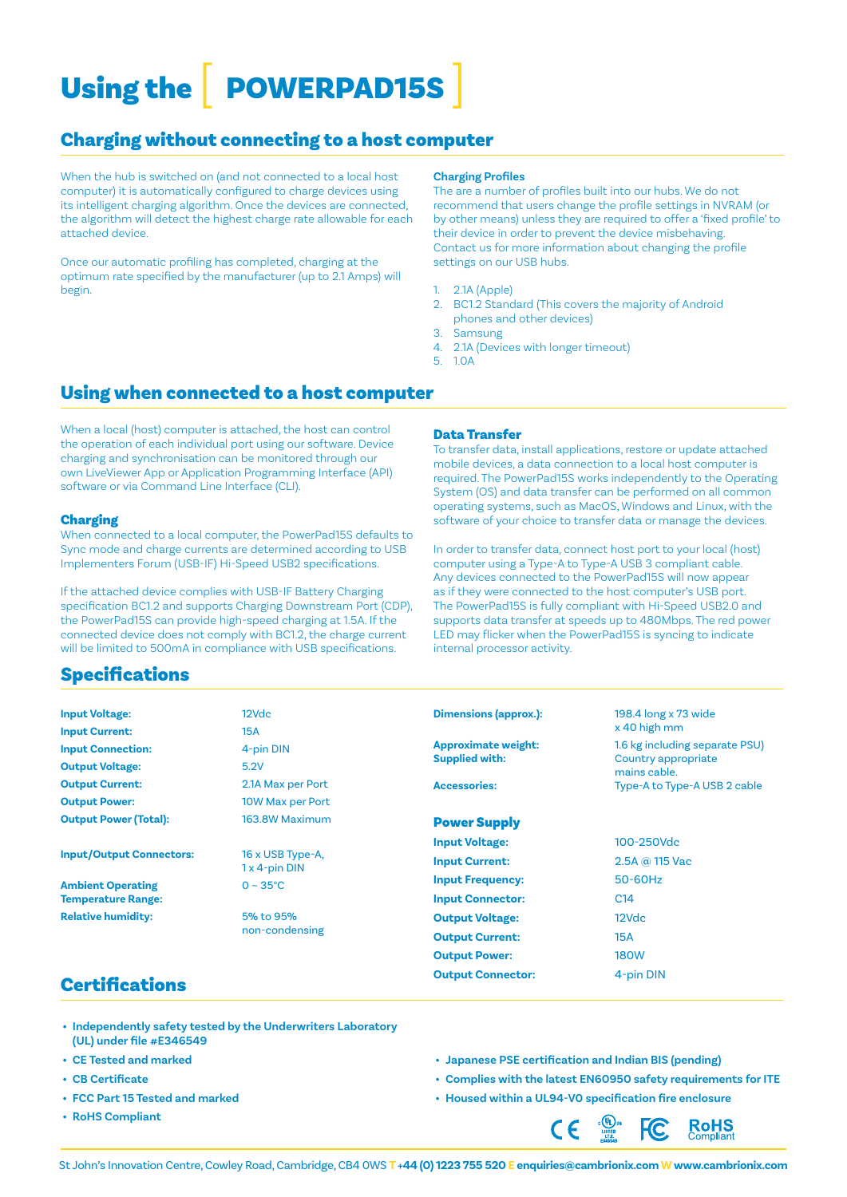# Using the [ POWERPAD15S ]

## Charging without connecting to a host computer

When the hub is switched on (and not connected to a local host computer) it is automatically configured to charge devices using its intelligent charging algorithm. Once the devices are connected, the algorithm will detect the highest charge rate allowable for each attached device.

Once our automatic profiling has completed, charging at the optimum rate specified by the manufacturer (up to 2.1 Amps) will begin.

### Charging Profiles

The are a number of profiles built into our hubs. We do not recommend that users change the profile settings in NVRAM (or by other means) unless they are required to offer a 'fixed profile' to their device in order to prevent the device misbehaving. Contact us for more information about changing the profile settings on our USB hubs.

1. 2.1A (Apple)
2. BC1.2 Standard (This covers the majority of Android phones and other devices)
3. Samsung
4. 2.1A (Devices with longer timeout)
5. 1.0A

## Using when connected to a host computer

When a local (host) computer is attached, the host can control the operation of each individual port using our software. Device charging and synchronisation can be monitored through our own LiveViewer App or Application Programming Interface (API) software or via Command Line Interface (CLI).

### Charging

When connected to a local computer, the PowerPad15S defaults to Sync mode and charge currents are determined according to USB Implementers Forum (USB-IF) Hi-Speed USB2 specifications.

If the attached device complies with USB-IF Battery Charging specification BC1.2 and supports Charging Downstream Port (CDP), the PowerPad15S can provide high-speed charging at 1.5A. If the connected device does not comply with BC1.2, the charge current will be limited to 500mA in compliance with USB specifications.

### Data Transfer

To transfer data, install applications, restore or update attached mobile devices, a data connection to a local host computer is required. The PowerPad15S works independently to the Operating System (OS) and data transfer can be performed on all common operating systems, such as MacOS, Windows and Linux, with the software of your choice to transfer data or manage the devices.

In order to transfer data, connect host port to your local (host) computer using a Type-A to Type-A USB 3 compliant cable. Any devices connected to the PowerPad15S will now appear as if they were connected to the host computer's USB port. The PowerPad15S is fully compliant with Hi-Speed USB2.0 and supports data transfer at speeds up to 480Mbps. The red power LED may flicker when the PowerPad15S is syncing to indicate internal processor activity.

## Specifications

| | |
|---|---|
| **Input Voltage:** | 12Vdc |
| **Input Current:** | 15A |
| **Input Connection:** | 4-pin DIN |
| **Output Voltage:** | 5.2V |
| **Output Current:** | 2.1A Max per Port |
| **Output Power:** | 10W Max per Port |
| **Output Power (Total):** | 163.8W Maximum |
| **Input/Output Connectors:** | 16 x USB Type-A, 1 x 4-pin DIN |
| **Ambient Operating Temperature Range:** | 0 ~ 35°C |
| **Relative humidity:** | 5% to 95% non-condensing |
| **Dimensions (approx.):** | 198.4 long x 73 wide x 40 high mm |
| **Approximate weight:** | 1.6 kg including separate PSU) |
| **Supplied with:** | Country appropriate mains cable. |
| **Accessories:** | Type-A to Type-A USB 2 cable |

### Power Supply

| | |
|---|---|
| **Input Voltage:** | 100-250Vdc |
| **Input Current:** | 2.5A @ 115 Vac |
| **Input Frequency:** | 50-60Hz |
| **Input Connector:** | C14 |
| **Output Voltage:** | 12Vdc |
| **Output Current:** | 15A |
| **Output Power:** | 180W |
| **Output Connector:** | 4-pin DIN |

## Certifications

- **Independently safety tested by the Underwriters Laboratory (UL) under file #E346549**
- **CE Tested and marked**
- **CB Certificate**
- **FCC Part 15 Tested and marked**
- **RoHS Compliant**
- **Japanese PSE certification and Indian BIS (pending)**
- **Complies with the latest EN60950 safety requirements for ITE**
- **Housed within a UL94-V0 specification fire enclosure**

St John's Innovation Centre, Cowley Road, Cambridge, CB4 0WS **T +44 (0) 1223 755 520 E enquiries@cambrionix.com W www.cambrionix.com**